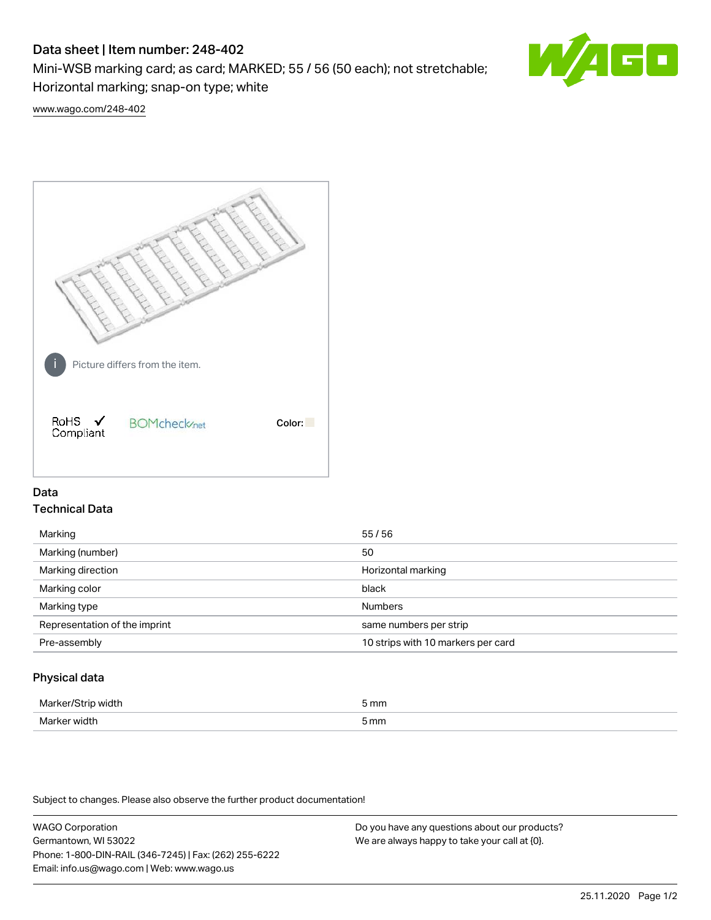# Data sheet | Item number: 248-402

Mini-WSB marking card; as card; MARKED; 55 / 56 (50 each); not stretchable; Horizontal marking; snap-on type; white

www.wago.com/248-402

Picture differs from the item.

RoHS ✓ Compliant

Color:

## Data

### Technical Data

| | |
|---|---|
| Marking | 55 / 56 |
| Marking (number) | 50 |
| Marking direction | Horizontal marking |
| Marking color | black |
| Marking type | Numbers |
| Representation of the imprint | same numbers per strip |
| Pre-assembly | 10 strips with 10 markers per card |

### Physical data

| | |
|---|---|
| Marker/Strip width | 5 mm |
| Marker width | 5 mm |

Subject to changes. Please also observe the further product documentation!

WAGO Corporation
Germantown, WI 53022
Phone: 1-800-DIN-RAIL (346-7245) | Fax: (262) 255-6222
Email: info.us@wago.com | Web: www.wago.us

Do you have any questions about our products?
We are always happy to take your call at {0}.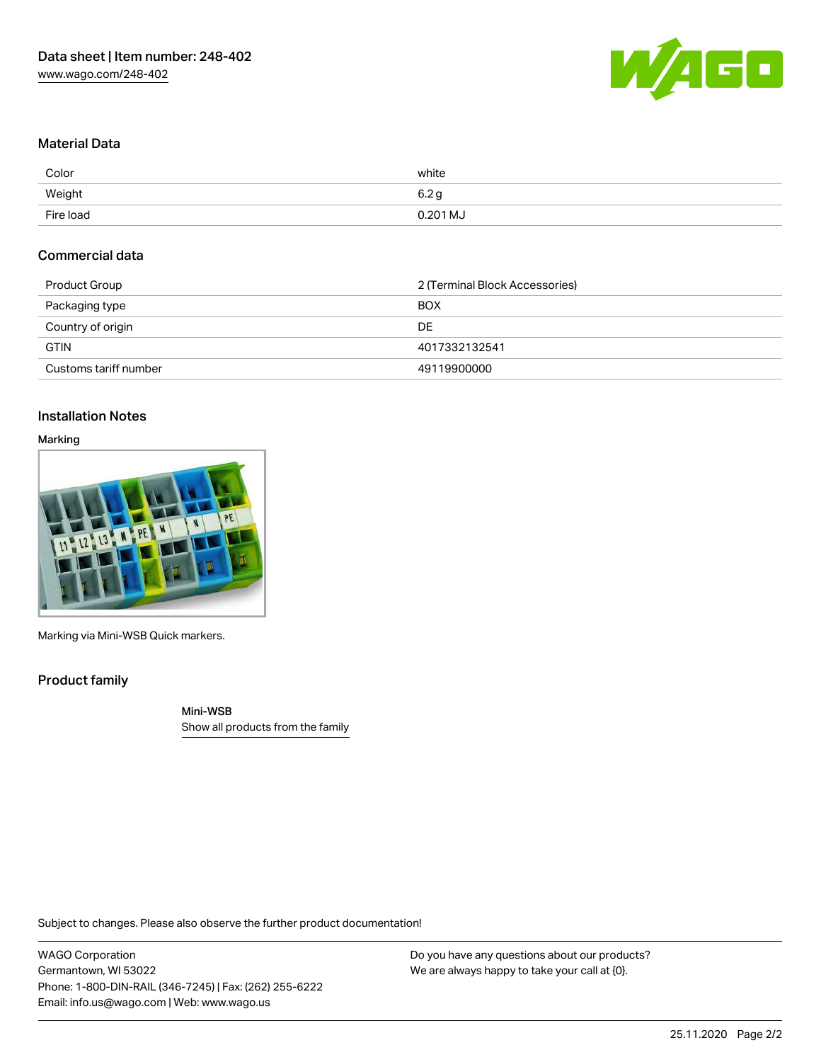Data sheet | Item number: 248-402

www.wago.com/248-402

## Material Data

| | |
|---|---|
| Color | white |
| Weight | 6.2 g |
| Fire load | 0.201 MJ |

## Commercial data

| | |
|---|---|
| Product Group | 2 (Terminal Block Accessories) |
| Packaging type | BOX |
| Country of origin | DE |
| GTIN | 4017332132541 |
| Customs tariff number | 49119900000 |

## Installation Notes

### Marking

Marking via Mini-WSB Quick markers.

## Product family

Mini-WSB

Show all products from the family

Subject to changes. Please also observe the further product documentation!

WAGO Corporation
Germantown, WI 53022
Phone: 1-800-DIN-RAIL (346-7245) | Fax: (262) 255-6222
Email: info.us@wago.com | Web: www.wago.us

Do you have any questions about our products?
We are always happy to take your call at {0}.

25.11.2020